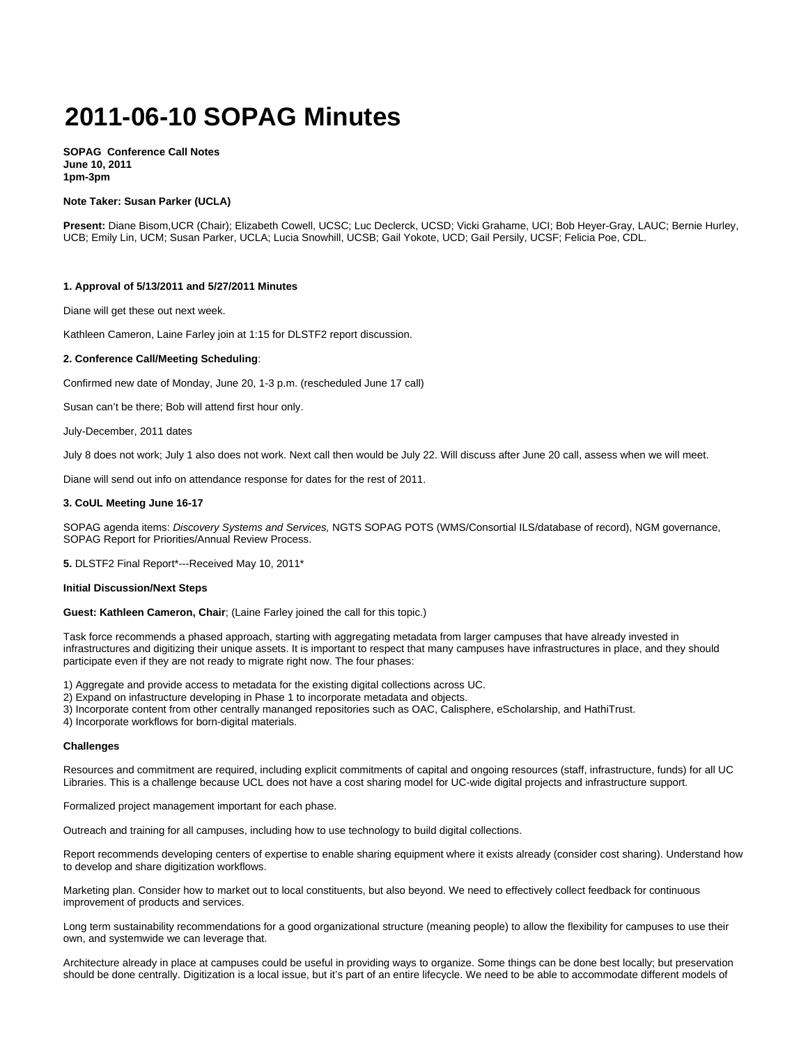# 2011-06-10 SOPAG Minutes

**SOPAG Conference Call Notes**
**June 10, 2011**
**1pm-3pm**

**Note Taker: Susan Parker (UCLA)**

**Present:** Diane Bisom,UCR (Chair); Elizabeth Cowell, UCSC; Luc Declerck, UCSD; Vicki Grahame, UCI; Bob Heyer-Gray, LAUC; Bernie Hurley, UCB; Emily Lin, UCM; Susan Parker, UCLA; Lucia Snowhill, UCSB; Gail Yokote, UCD; Gail Persily, UCSF; Felicia Poe, CDL.

**1. Approval of 5/13/2011 and 5/27/2011 Minutes**

Diane will get these out next week.

Kathleen Cameron, Laine Farley join at 1:15 for DLSTF2 report discussion.

**2. Conference Call/Meeting Scheduling**:

Confirmed new date of Monday, June 20, 1-3 p.m. (rescheduled June 17 call)

Susan can't be there; Bob will attend first hour only.

July-December, 2011 dates

July 8 does not work; July 1 also does not work. Next call then would be July 22. Will discuss after June 20 call, assess when we will meet.

Diane will send out info on attendance response for dates for the rest of 2011.

**3. CoUL Meeting June 16-17**

SOPAG agenda items: *Discovery Systems and Services,* NGTS SOPAG POTS (WMS/Consortial ILS/database of record), NGM governance, SOPAG Report for Priorities/Annual Review Process.

**5.** DLSTF2 Final Report*---Received May 10, 2011*

**Initial Discussion/Next Steps**

**Guest: Kathleen Cameron, Chair**; (Laine Farley joined the call for this topic.)

Task force recommends a phased approach, starting with aggregating metadata from larger campuses that have already invested in infrastructures and digitizing their unique assets. It is important to respect that many campuses have infrastructures in place, and they should participate even if they are not ready to migrate right now. The four phases:

1) Aggregate and provide access to metadata for the existing digital collections across UC.
2) Expand on infastructure developing in Phase 1 to incorporate metadata and objects.
3) Incorporate content from other centrally mananged repositories such as OAC, Calisphere, eScholarship, and HathiTrust.
4) Incorporate workflows for born-digital materials.

**Challenges**

Resources and commitment are required, including explicit commitments of capital and ongoing resources (staff, infrastructure, funds) for all UC Libraries. This is a challenge because UCL does not have a cost sharing model for UC-wide digital projects and infrastructure support.

Formalized project management important for each phase.

Outreach and training for all campuses, including how to use technology to build digital collections.

Report recommends developing centers of expertise to enable sharing equipment where it exists already (consider cost sharing). Understand how to develop and share digitization workflows.

Marketing plan. Consider how to market out to local constituents, but also beyond. We need to effectively collect feedback for continuous improvement of products and services.

Long term sustainability recommendations for a good organizational structure (meaning people) to allow the flexibility for campuses to use their own, and systemwide we can leverage that.

Architecture already in place at campuses could be useful in providing ways to organize. Some things can be done best locally; but preservation should be done centrally. Digitization is a local issue, but it's part of an entire lifecycle. We need to be able to accommodate different models of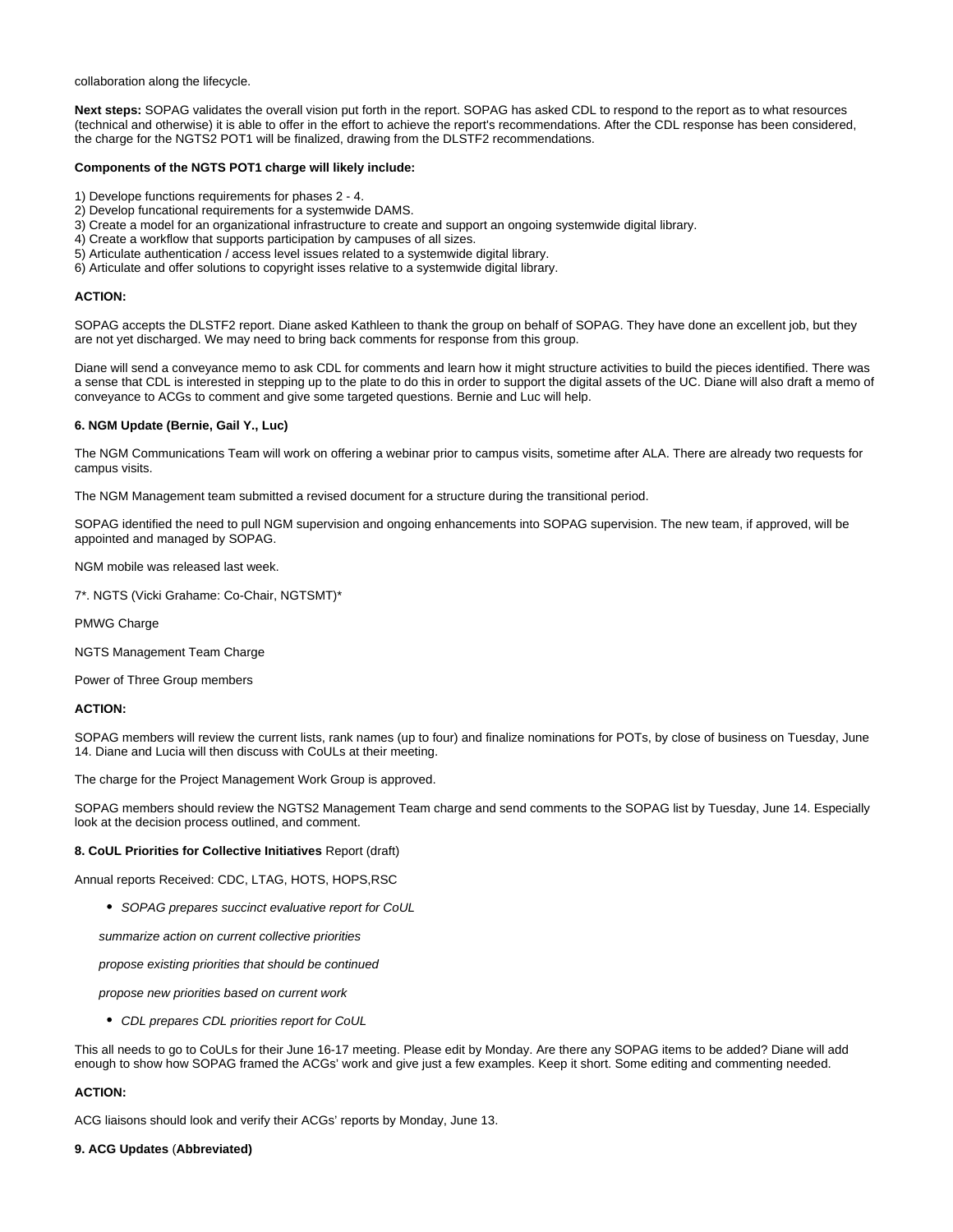collaboration along the lifecycle.

**Next steps:** SOPAG validates the overall vision put forth in the report. SOPAG has asked CDL to respond to the report as to what resources (technical and otherwise) it is able to offer in the effort to achieve the report's recommendations. After the CDL response has been considered, the charge for the NGTS2 POT1 will be finalized, drawing from the DLSTF2 recommendations.

**Components of the NGTS POT1 charge will likely include:**

1) Develope functions requirements for phases 2 - 4.
2) Develop funcational requirements for a systemwide DAMS.
3) Create a model for an organizational infrastructure to create and support an ongoing systemwide digital library.
4) Create a workflow that supports participation by campuses of all sizes.
5) Articulate authentication / access level issues related to a systemwide digital library.
6) Articulate and offer solutions to copyright isses relative to a systemwide digital library.

**ACTION:**

SOPAG accepts the DLSTF2 report. Diane asked Kathleen to thank the group on behalf of SOPAG. They have done an excellent job, but they are not yet discharged. We may need to bring back comments for response from this group.

Diane will send a conveyance memo to ask CDL for comments and learn how it might structure activities to build the pieces identified. There was a sense that CDL is interested in stepping up to the plate to do this in order to support the digital assets of the UC. Diane will also draft a memo of conveyance to ACGs to comment and give some targeted questions. Bernie and Luc will help.

**6. NGM Update (Bernie, Gail Y., Luc)**

The NGM Communications Team will work on offering a webinar prior to campus visits, sometime after ALA. There are already two requests for campus visits.

The NGM Management team submitted a revised document for a structure during the transitional period.

SOPAG identified the need to pull NGM supervision and ongoing enhancements into SOPAG supervision. The new team, if approved, will be appointed and managed by SOPAG.

NGM mobile was released last week.

7*. NGTS (Vicki Grahame: Co-Chair, NGTSMT)*

PMWG Charge

NGTS Management Team Charge

Power of Three Group members

**ACTION:**

SOPAG members will review the current lists, rank names (up to four) and finalize nominations for POTs, by close of business on Tuesday, June 14. Diane and Lucia will then discuss with CoULs at their meeting.

The charge for the Project Management Work Group is approved.

SOPAG members should review the NGTS2 Management Team charge and send comments to the SOPAG list by Tuesday, June 14. Especially look at the decision process outlined, and comment.

**8. CoUL Priorities for Collective Initiatives** Report (draft)

Annual reports Received: CDC, LTAG, HOTS, HOPS,RSC

- *SOPAG prepares succinct evaluative report for CoUL*

  *summarize action on current collective priorities*

  *propose existing priorities that should be continued*

  *propose new priorities based on current work*

- *CDL prepares CDL priorities report for CoUL*

This all needs to go to CoULs for their June 16-17 meeting. Please edit by Monday. Are there any SOPAG items to be added? Diane will add enough to show how SOPAG framed the ACGs' work and give just a few examples. Keep it short. Some editing and commenting needed.

**ACTION:**

ACG liaisons should look and verify their ACGs' reports by Monday, June 13.

**9. ACG Updates** (**Abbreviated)**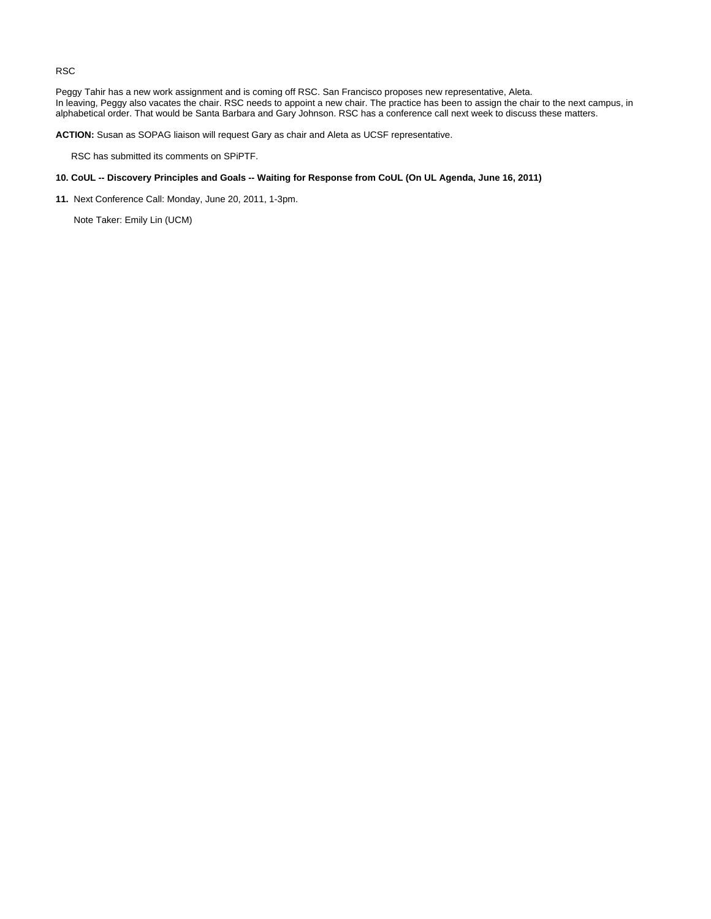RSC

Peggy Tahir has a new work assignment and is coming off RSC. San Francisco proposes new representative, Aleta.
In leaving, Peggy also vacates the chair. RSC needs to appoint a new chair. The practice has been to assign the chair to the next campus, in alphabetical order. That would be Santa Barbara and Gary Johnson. RSC has a conference call next week to discuss these matters.

**ACTION:** Susan as SOPAG liaison will request Gary as chair and Aleta as UCSF representative.

RSC has submitted its comments on SPiPTF.

**10. CoUL -- Discovery Principles and Goals -- Waiting for Response from CoUL (On UL Agenda, June 16, 2011)**

**11.** Next Conference Call: Monday, June 20, 2011, 1-3pm.

Note Taker: Emily Lin (UCM)